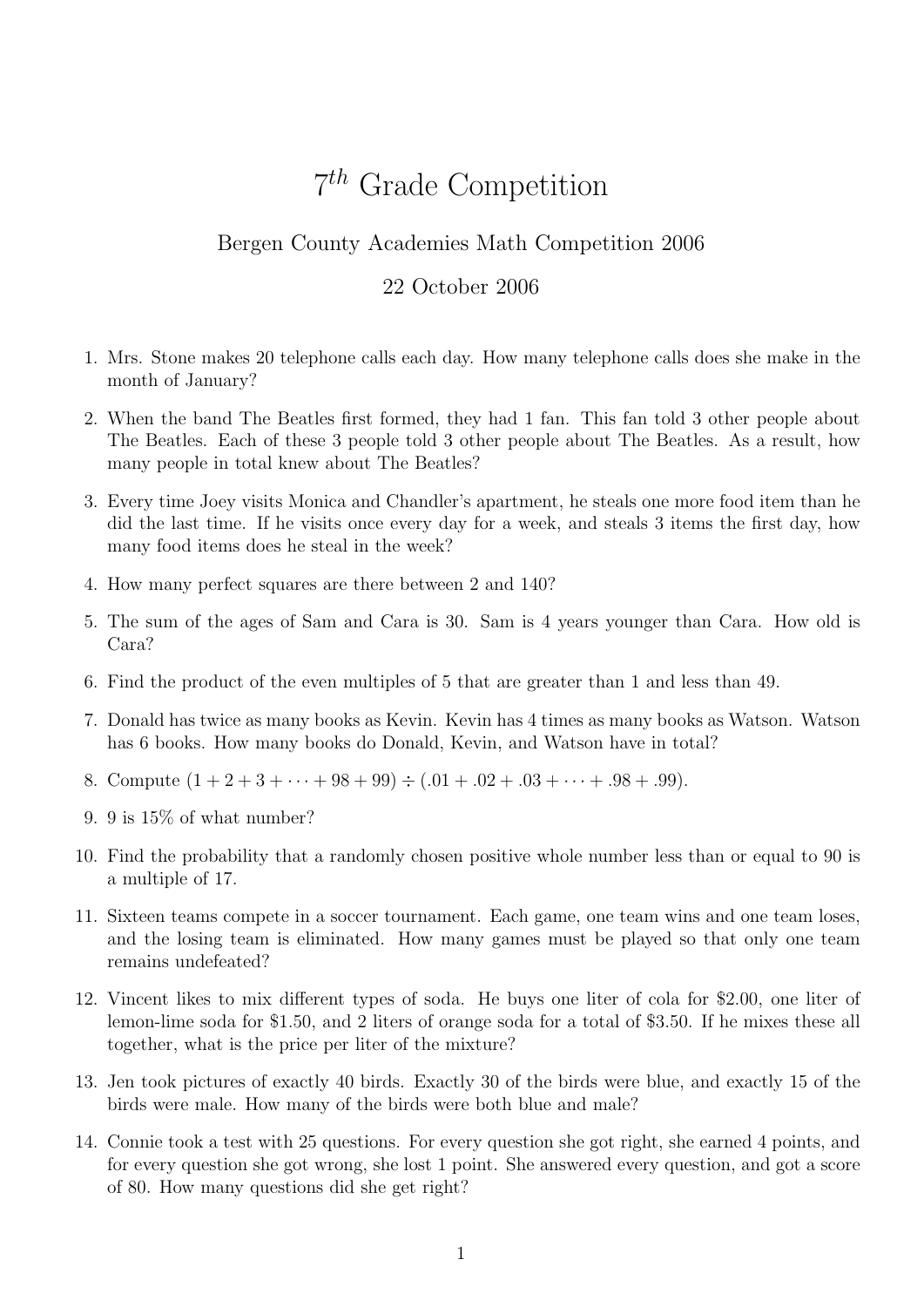# $7^{th}$ Grade Competition

Bergen County Academies Math Competition 2006

22 October 2006

1. Mrs. Stone makes 20 telephone calls each day. How many telephone calls does she make in the month of January?
2. When the band The Beatles first formed, they had 1 fan. This fan told 3 other people about The Beatles. Each of these 3 people told 3 other people about The Beatles. As a result, how many people in total knew about The Beatles?
3. Every time Joey visits Monica and Chandler's apartment, he steals one more food item than he did the last time. If he visits once every day for a week, and steals 3 items the first day, how many food items does he steal in the week?
4. How many perfect squares are there between 2 and 140?
5. The sum of the ages of Sam and Cara is 30. Sam is 4 years younger than Cara. How old is Cara?
6. Find the product of the even multiples of 5 that are greater than 1 and less than 49.
7. Donald has twice as many books as Kevin. Kevin has 4 times as many books as Watson. Watson has 6 books. How many books do Donald, Kevin, and Watson have in total?
8. Compute $(1 + 2 + 3 + \cdots + 98 + 99) \div (.01 + .02 + .03 + \cdots + .98 + .99)$.
9. 9 is 15% of what number?
10. Find the probability that a randomly chosen positive whole number less than or equal to 90 is a multiple of 17.
11. Sixteen teams compete in a soccer tournament. Each game, one team wins and one team loses, and the losing team is eliminated. How many games must be played so that only one team remains undefeated?
12. Vincent likes to mix different types of soda. He buys one liter of cola for \$2.00, one liter of lemon-lime soda for \$1.50, and 2 liters of orange soda for a total of \$3.50. If he mixes these all together, what is the price per liter of the mixture?
13. Jen took pictures of exactly 40 birds. Exactly 30 of the birds were blue, and exactly 15 of the birds were male. How many of the birds were both blue and male?
14. Connie took a test with 25 questions. For every question she got right, she earned 4 points, and for every question she got wrong, she lost 1 point. She answered every question, and got a score of 80. How many questions did she get right?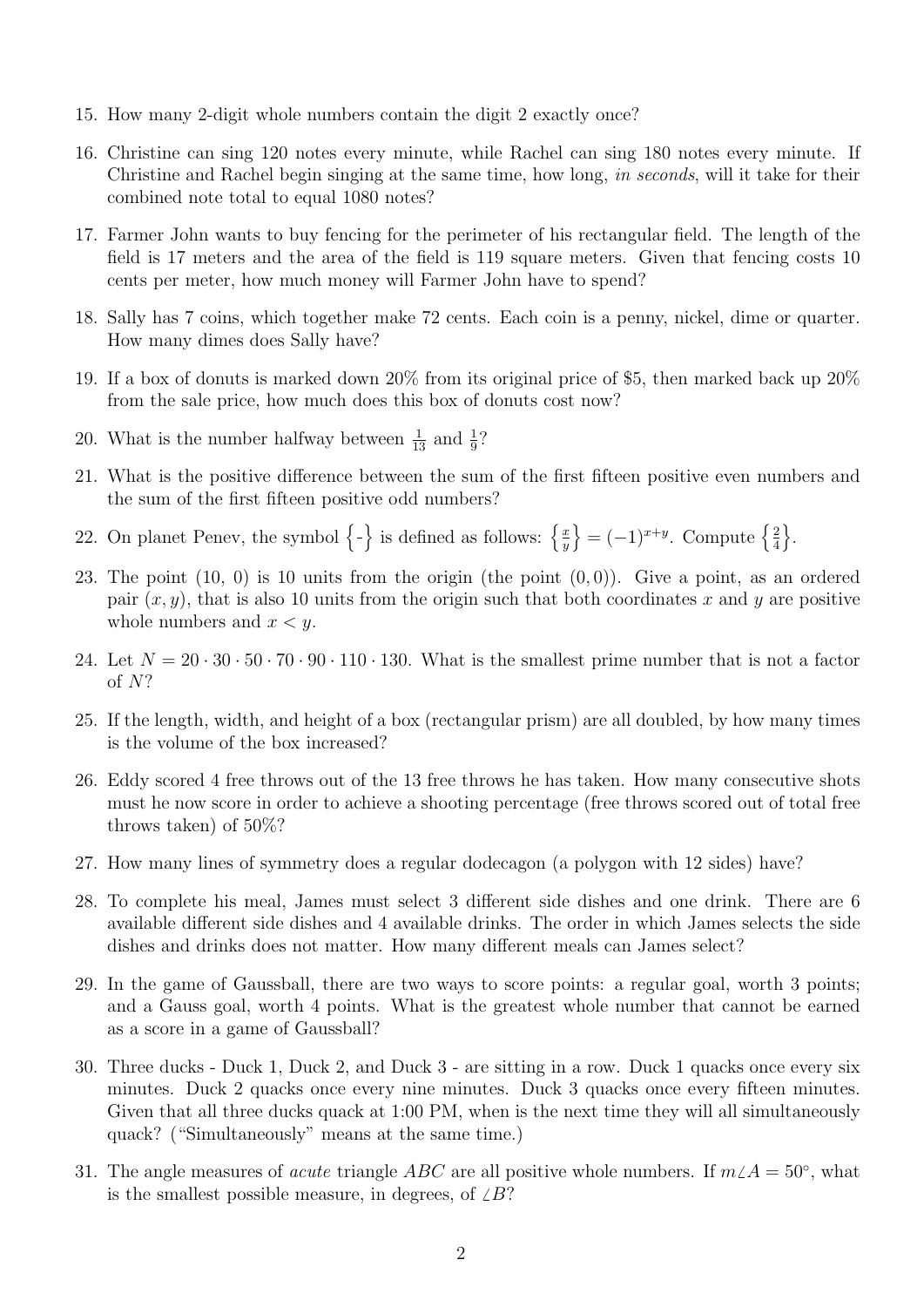15. How many 2-digit whole numbers contain the digit 2 exactly once?

16. Christine can sing 120 notes every minute, while Rachel can sing 180 notes every minute. If Christine and Rachel begin singing at the same time, how long, *in seconds*, will it take for their combined note total to equal 1080 notes?

17. Farmer John wants to buy fencing for the perimeter of his rectangular field. The length of the field is 17 meters and the area of the field is 119 square meters. Given that fencing costs 10 cents per meter, how much money will Farmer John have to spend?

18. Sally has 7 coins, which together make 72 cents. Each coin is a penny, nickel, dime or quarter. How many dimes does Sally have?

19. If a box of donuts is marked down 20% from its original price of $5, then marked back up 20% from the sale price, how much does this box of donuts cost now?

20. What is the number halfway between $\frac{1}{13}$ and $\frac{1}{9}$?

21. What is the positive difference between the sum of the first fifteen positive even numbers and the sum of the first fifteen positive odd numbers?

22. On planet Penev, the symbol $\left\{ \text{-} \right\}$ is defined as follows: $\left\{ \frac{x}{y} \right\} = (-1)^{x+y}$. Compute $\left\{ \frac{2}{4} \right\}$.

23. The point (10, 0) is 10 units from the origin (the point $(0, 0)$). Give a point, as an ordered pair $(x, y)$, that is also 10 units from the origin such that both coordinates $x$ and $y$ are positive whole numbers and $x < y$.

24. Let $N = 20 \cdot 30 \cdot 50 \cdot 70 \cdot 90 \cdot 110 \cdot 130$. What is the smallest prime number that is not a factor of $N$?

25. If the length, width, and height of a box (rectangular prism) are all doubled, by how many times is the volume of the box increased?

26. Eddy scored 4 free throws out of the 13 free throws he has taken. How many consecutive shots must he now score in order to achieve a shooting percentage (free throws scored out of total free throws taken) of 50%?

27. How many lines of symmetry does a regular dodecagon (a polygon with 12 sides) have?

28. To complete his meal, James must select 3 different side dishes and one drink. There are 6 available different side dishes and 4 available drinks. The order in which James selects the side dishes and drinks does not matter. How many different meals can James select?

29. In the game of Gaussball, there are two ways to score points: a regular goal, worth 3 points; and a Gauss goal, worth 4 points. What is the greatest whole number that cannot be earned as a score in a game of Gaussball?

30. Three ducks - Duck 1, Duck 2, and Duck 3 - are sitting in a row. Duck 1 quacks once every six minutes. Duck 2 quacks once every nine minutes. Duck 3 quacks once every fifteen minutes. Given that all three ducks quack at 1:00 PM, when is the next time they will all simultaneously quack? ("Simultaneously" means at the same time.)

31. The angle measures of *acute* triangle $ABC$ are all positive whole numbers. If $m\angle A = 50^\circ$, what is the smallest possible measure, in degrees, of $\angle B$?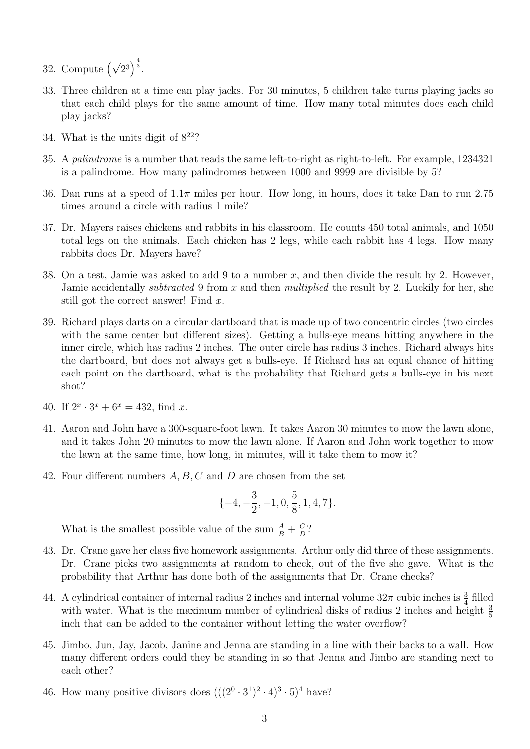32. Compute $\left(\sqrt{2^3}\right)^{\frac{4}{3}}$.

33. Three children at a time can play jacks. For 30 minutes, 5 children take turns playing jacks so that each child plays for the same amount of time. How many total minutes does each child play jacks?

34. What is the units digit of $8^{22}$?

35. A *palindrome* is a number that reads the same left-to-right as right-to-left. For example, 1234321 is a palindrome. How many palindromes between 1000 and 9999 are divisible by 5?

36. Dan runs at a speed of $1.1\pi$ miles per hour. How long, in hours, does it take Dan to run 2.75 times around a circle with radius 1 mile?

37. Dr. Mayers raises chickens and rabbits in his classroom. He counts 450 total animals, and 1050 total legs on the animals. Each chicken has 2 legs, while each rabbit has 4 legs. How many rabbits does Dr. Mayers have?

38. On a test, Jamie was asked to add 9 to a number $x$, and then divide the result by 2. However, Jamie accidentally *subtracted* 9 from $x$ and then *multiplied* the result by 2. Luckily for her, she still got the correct answer! Find $x$.

39. Richard plays darts on a circular dartboard that is made up of two concentric circles (two circles with the same center but different sizes). Getting a bulls-eye means hitting anywhere in the inner circle, which has radius 2 inches. The outer circle has radius 3 inches. Richard always hits the dartboard, but does not always get a bulls-eye. If Richard has an equal chance of hitting each point on the dartboard, what is the probability that Richard gets a bulls-eye in his next shot?

40. If $2^x \cdot 3^x + 6^x = 432$, find $x$.

41. Aaron and John have a 300-square-foot lawn. It takes Aaron 30 minutes to mow the lawn alone, and it takes John 20 minutes to mow the lawn alone. If Aaron and John work together to mow the lawn at the same time, how long, in minutes, will it take them to mow it?

42. Four different numbers $A, B, C$ and $D$ are chosen from the set

$$\{-4, -\frac{3}{2}, -1, 0, \frac{5}{8}, 1, 4, 7\}.$$

What is the smallest possible value of the sum $\frac{A}{B} + \frac{C}{D}$?

43. Dr. Crane gave her class five homework assignments. Arthur only did three of these assignments. Dr. Crane picks two assignments at random to check, out of the five she gave. What is the probability that Arthur has done both of the assignments that Dr. Crane checks?

44. A cylindrical container of internal radius 2 inches and internal volume $32\pi$ cubic inches is $\frac{3}{4}$ filled with water. What is the maximum number of cylindrical disks of radius 2 inches and height $\frac{3}{5}$ inch that can be added to the container without letting the water overflow?

45. Jimbo, Jun, Jay, Jacob, Janine and Jenna are standing in a line with their backs to a wall. How many different orders could they be standing in so that Jenna and Jimbo are standing next to each other?

46. How many positive divisors does $(((2^0 \cdot 3^1)^2 \cdot 4)^3 \cdot 5)^4$ have?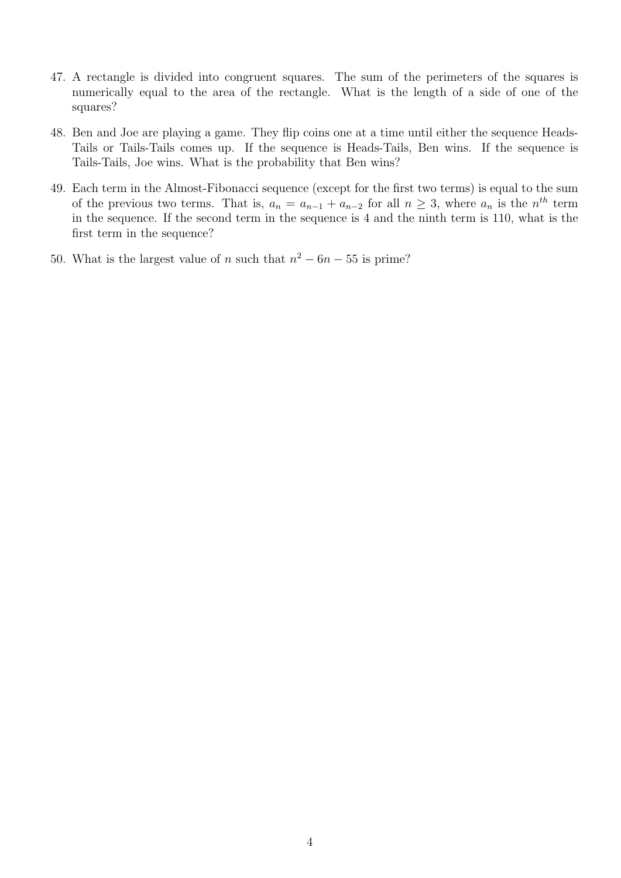47. A rectangle is divided into congruent squares. The sum of the perimeters of the squares is numerically equal to the area of the rectangle. What is the length of a side of one of the squares?

48. Ben and Joe are playing a game. They flip coins one at a time until either the sequence Heads-Tails or Tails-Tails comes up. If the sequence is Heads-Tails, Ben wins. If the sequence is Tails-Tails, Joe wins. What is the probability that Ben wins?

49. Each term in the Almost-Fibonacci sequence (except for the first two terms) is equal to the sum of the previous two terms. That is, $a_n = a_{n-1} + a_{n-2}$ for all $n \geq 3$, where $a_n$ is the $n^{th}$ term in the sequence. If the second term in the sequence is 4 and the ninth term is 110, what is the first term in the sequence?

50. What is the largest value of $n$ such that $n^2 - 6n - 55$ is prime?